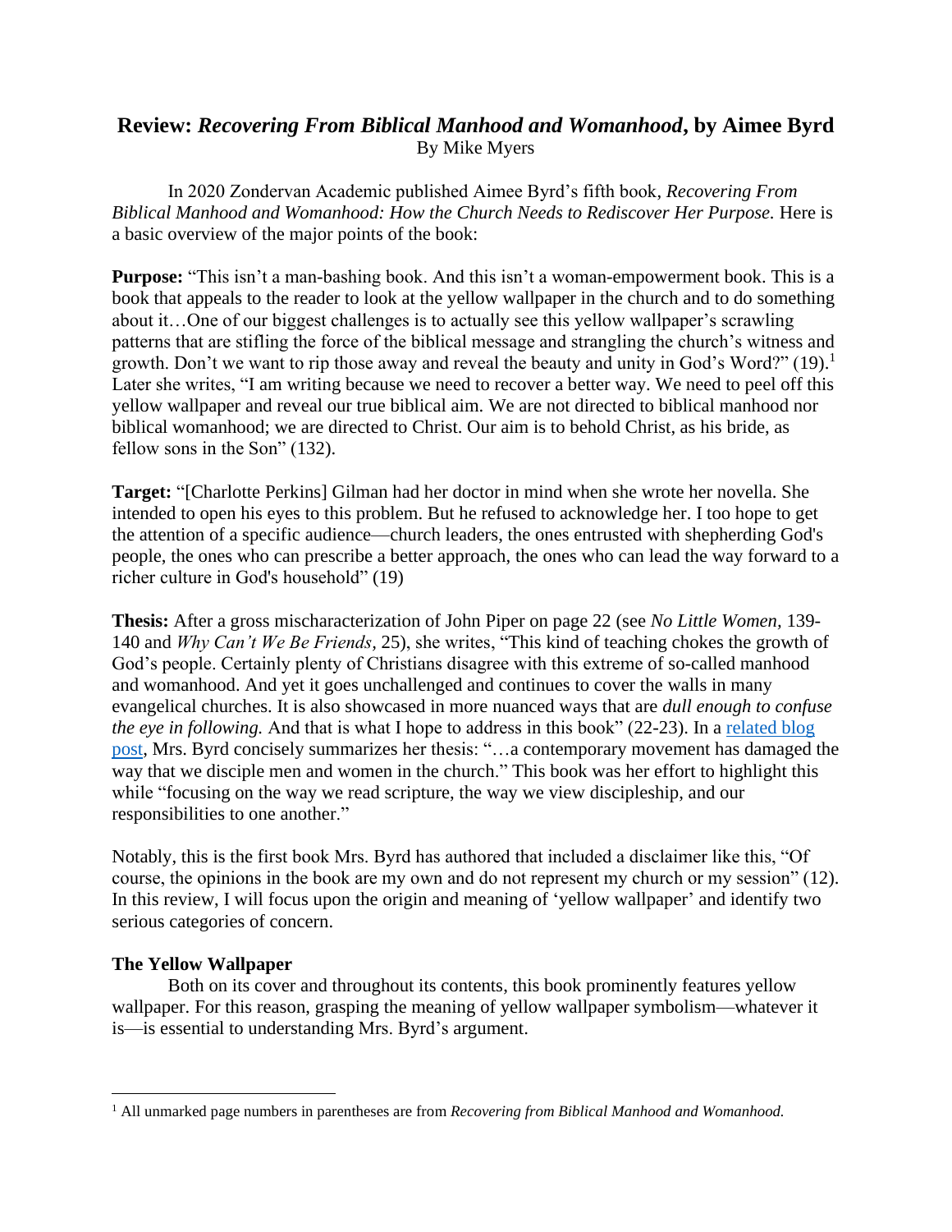## Review: *Recovering From Biblical Manhood and Womanhood*, by Aimee Byrd

By Mike Myers

In 2020 Zondervan Academic published Aimee Byrd's fifth book, *Recovering From Biblical Manhood and Womanhood: How the Church Needs to Rediscover Her Purpose.* Here is a basic overview of the major points of the book:

**Purpose:** "This isn't a man-bashing book. And this isn't a woman-empowerment book. This is a book that appeals to the reader to look at the yellow wallpaper in the church and to do something about it…One of our biggest challenges is to actually see this yellow wallpaper's scrawling patterns that are stifling the force of the biblical message and strangling the church's witness and growth. Don't we want to rip those away and reveal the beauty and unity in God's Word?" (19).[1] Later she writes, "I am writing because we need to recover a better way. We need to peel off this yellow wallpaper and reveal our true biblical aim. We are not directed to biblical manhood nor biblical womanhood; we are directed to Christ. Our aim is to behold Christ, as his bride, as fellow sons in the Son" (132).

**Target:** "[Charlotte Perkins] Gilman had her doctor in mind when she wrote her novella. She intended to open his eyes to this problem. But he refused to acknowledge her. I too hope to get the attention of a specific audience—church leaders, the ones entrusted with shepherding God's people, the ones who can prescribe a better approach, the ones who can lead the way forward to a richer culture in God's household" (19)

**Thesis:** After a gross mischaracterization of John Piper on page 22 (see *No Little Women,* 139-140 and *Why Can't We Be Friends,* 25), she writes, "This kind of teaching chokes the growth of God's people. Certainly plenty of Christians disagree with this extreme of so-called manhood and womanhood. And yet it goes unchallenged and continues to cover the walls in many evangelical churches. It is also showcased in more nuanced ways that are *dull enough to confuse the eye in following.* And that is what I hope to address in this book" (22-23). In a related blog post, Mrs. Byrd concisely summarizes her thesis: "…a contemporary movement has damaged the way that we disciple men and women in the church." This book was her effort to highlight this while "focusing on the way we read scripture, the way we view discipleship, and our responsibilities to one another."

Notably, this is the first book Mrs. Byrd has authored that included a disclaimer like this, "Of course, the opinions in the book are my own and do not represent my church or my session" (12). In this review, I will focus upon the origin and meaning of 'yellow wallpaper' and identify two serious categories of concern.

### The Yellow Wallpaper

Both on its cover and throughout its contents, this book prominently features yellow wallpaper. For this reason, grasping the meaning of yellow wallpaper symbolism—whatever it is—is essential to understanding Mrs. Byrd's argument.

---

[1] All unmarked page numbers in parentheses are from *Recovering from Biblical Manhood and Womanhood.*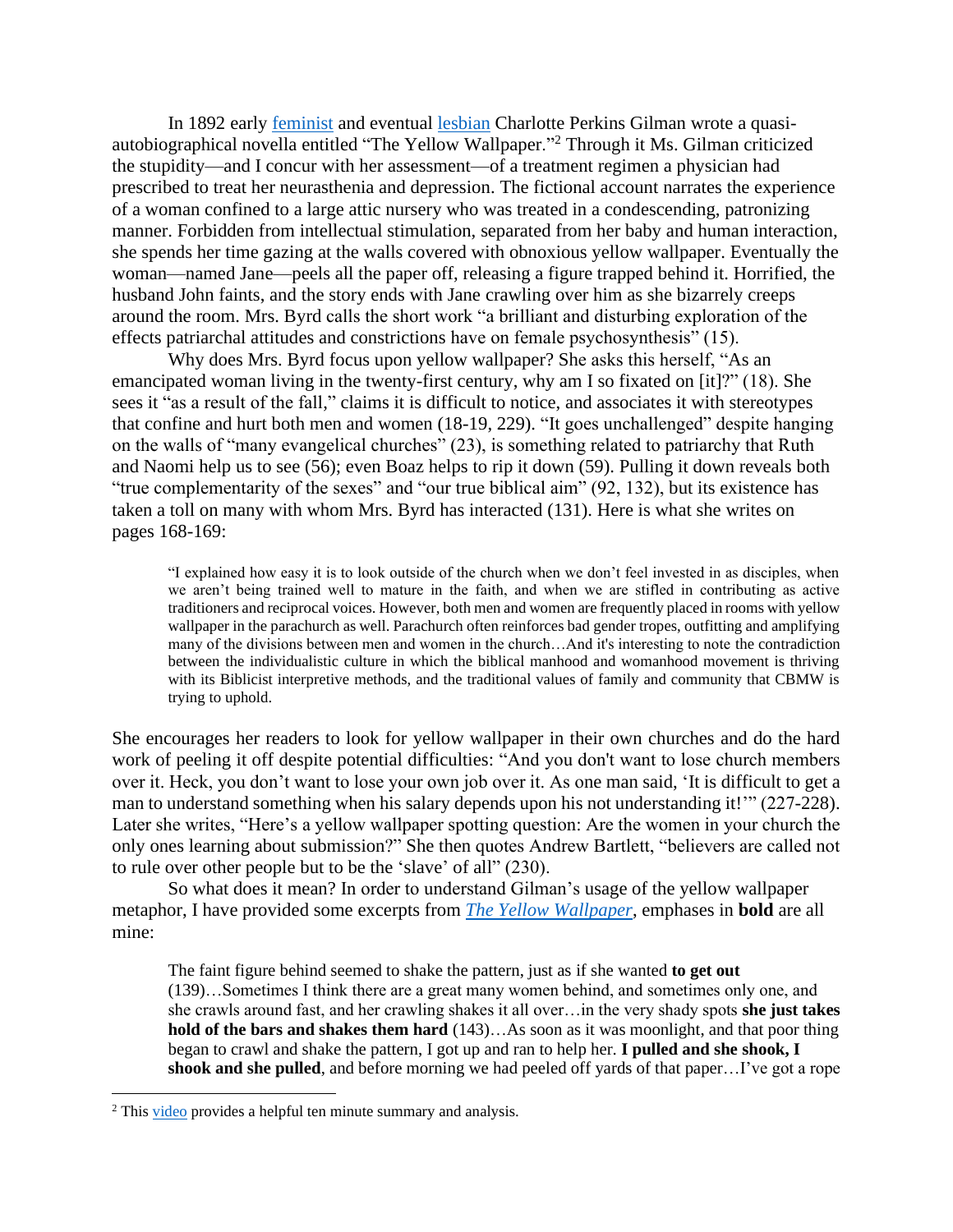In 1892 early feminist and eventual lesbian Charlotte Perkins Gilman wrote a quasi-autobiographical novella entitled "The Yellow Wallpaper."[2] Through it Ms. Gilman criticized the stupidity—and I concur with her assessment—of a treatment regimen a physician had prescribed to treat her neurasthenia and depression. The fictional account narrates the experience of a woman confined to a large attic nursery who was treated in a condescending, patronizing manner. Forbidden from intellectual stimulation, separated from her baby and human interaction, she spends her time gazing at the walls covered with obnoxious yellow wallpaper. Eventually the woman—named Jane—peels all the paper off, releasing a figure trapped behind it. Horrified, the husband John faints, and the story ends with Jane crawling over him as she bizarrely creeps around the room. Mrs. Byrd calls the short work "a brilliant and disturbing exploration of the effects patriarchal attitudes and constrictions have on female psychosynthesis" (15).

Why does Mrs. Byrd focus upon yellow wallpaper? She asks this herself, "As an emancipated woman living in the twenty-first century, why am I so fixated on [it]?" (18). She sees it "as a result of the fall," claims it is difficult to notice, and associates it with stereotypes that confine and hurt both men and women (18-19, 229). "It goes unchallenged" despite hanging on the walls of "many evangelical churches" (23), is something related to patriarchy that Ruth and Naomi help us to see (56); even Boaz helps to rip it down (59). Pulling it down reveals both "true complementarity of the sexes" and "our true biblical aim" (92, 132), but its existence has taken a toll on many with whom Mrs. Byrd has interacted (131). Here is what she writes on pages 168-169:

> "I explained how easy it is to look outside of the church when we don't feel invested in as disciples, when we aren't being trained well to mature in the faith, and when we are stifled in contributing as active traditioners and reciprocal voices. However, both men and women are frequently placed in rooms with yellow wallpaper in the parachurch as well. Parachurch often reinforces bad gender tropes, outfitting and amplifying many of the divisions between men and women in the church…And it's interesting to note the contradiction between the individualistic culture in which the biblical manhood and womanhood movement is thriving with its Biblicist interpretive methods, and the traditional values of family and community that CBMW is trying to uphold.

She encourages her readers to look for yellow wallpaper in their own churches and do the hard work of peeling it off despite potential difficulties: "And you don't want to lose church members over it. Heck, you don't want to lose your own job over it. As one man said, 'It is difficult to get a man to understand something when his salary depends upon his not understanding it!'" (227-228). Later she writes, "Here's a yellow wallpaper spotting question: Are the women in your church the only ones learning about submission?" She then quotes Andrew Bartlett, "believers are called not to rule over other people but to be the 'slave' of all" (230).

So what does it mean? In order to understand Gilman's usage of the yellow wallpaper metaphor, I have provided some excerpts from *The Yellow Wallpaper*, emphases in **bold** are all mine:

> The faint figure behind seemed to shake the pattern, just as if she wanted **to get out** (139)…Sometimes I think there are a great many women behind, and sometimes only one, and she crawls around fast, and her crawling shakes it all over…in the very shady spots **she just takes hold of the bars and shakes them hard** (143)…As soon as it was moonlight, and that poor thing began to crawl and shake the pattern, I got up and ran to help her. **I pulled and she shook, I shook and she pulled**, and before morning we had peeled off yards of that paper…I've got a rope

[2] This video provides a helpful ten minute summary and analysis.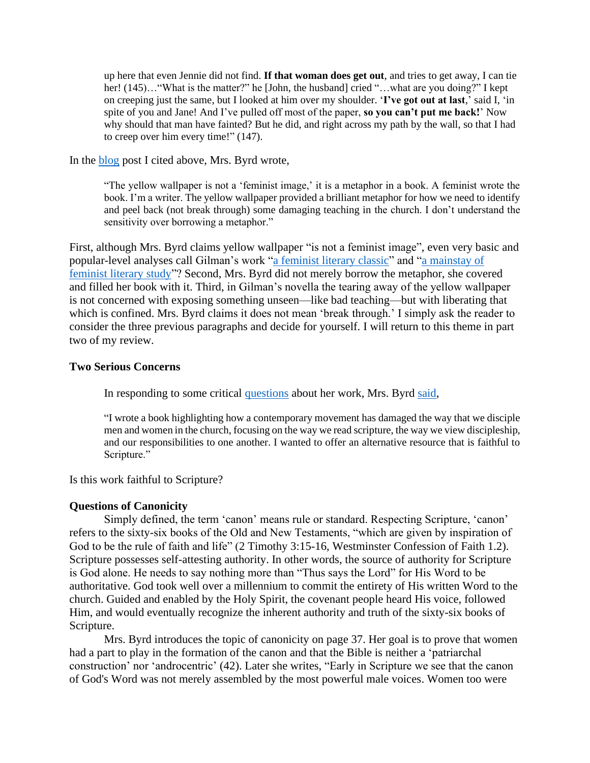> up here that even Jennie did not find. **If that woman does get out**, and tries to get away, I can tie her! (145)…"What is the matter?" he [John, the husband] cried "…what are you doing?" I kept on creeping just the same, but I looked at him over my shoulder. '**I've got out at last**,' said I, 'in spite of you and Jane! And I've pulled off most of the paper, **so you can't put me back!**' Now why should that man have fainted? But he did, and right across my path by the wall, so that I had to creep over him every time!" (147).

In the blog post I cited above, Mrs. Byrd wrote,

> "The yellow wallpaper is not a 'feminist image,' it is a metaphor in a book. A feminist wrote the book. I'm a writer. The yellow wallpaper provided a brilliant metaphor for how we need to identify and peel back (not break through) some damaging teaching in the church. I don't understand the sensitivity over borrowing a metaphor."

First, although Mrs. Byrd claims yellow wallpaper "is not a feminist image", even very basic and popular-level analyses call Gilman's work "a feminist literary classic" and "a mainstay of feminist literary study"? Second, Mrs. Byrd did not merely borrow the metaphor, she covered and filled her book with it. Third, in Gilman's novella the tearing away of the yellow wallpaper is not concerned with exposing something unseen—like bad teaching—but with liberating that which is confined. Mrs. Byrd claims it does not mean 'break through.' I simply ask the reader to consider the three previous paragraphs and decide for yourself. I will return to this theme in part two of my review.

### Two Serious Concerns

In responding to some critical questions about her work, Mrs. Byrd said,

> "I wrote a book highlighting how a contemporary movement has damaged the way that we disciple men and women in the church, focusing on the way we read scripture, the way we view discipleship, and our responsibilities to one another. I wanted to offer an alternative resource that is faithful to Scripture."

Is this work faithful to Scripture?

### Questions of Canonicity

Simply defined, the term 'canon' means rule or standard. Respecting Scripture, 'canon' refers to the sixty-six books of the Old and New Testaments, "which are given by inspiration of God to be the rule of faith and life" (2 Timothy 3:15-16, Westminster Confession of Faith 1.2). Scripture possesses self-attesting authority. In other words, the source of authority for Scripture is God alone. He needs to say nothing more than "Thus says the Lord" for His Word to be authoritative. God took well over a millennium to commit the entirety of His written Word to the church. Guided and enabled by the Holy Spirit, the covenant people heard His voice, followed Him, and would eventually recognize the inherent authority and truth of the sixty-six books of Scripture.

Mrs. Byrd introduces the topic of canonicity on page 37. Her goal is to prove that women had a part to play in the formation of the canon and that the Bible is neither a 'patriarchal construction' nor 'androcentric' (42). Later she writes, "Early in Scripture we see that the canon of God's Word was not merely assembled by the most powerful male voices. Women too were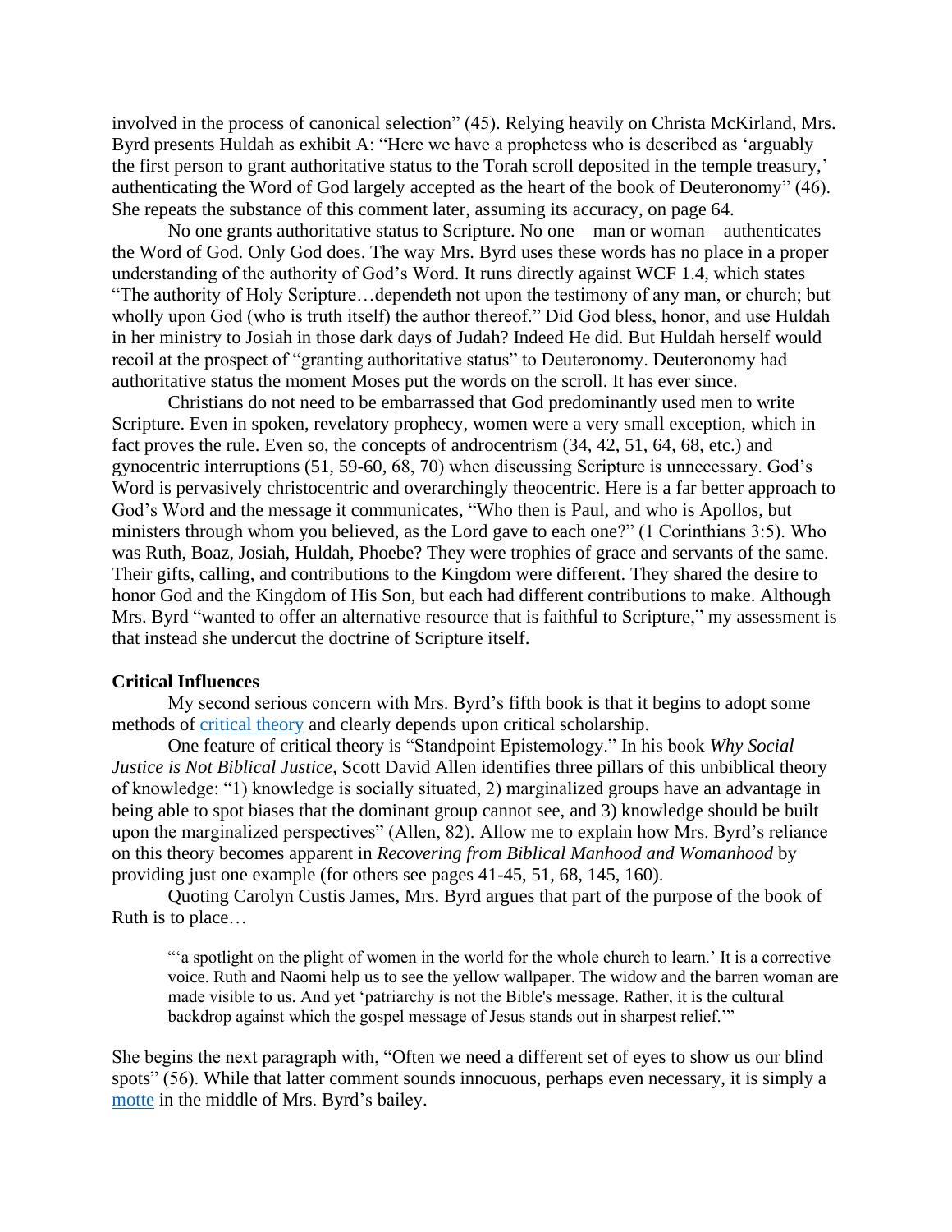involved in the process of canonical selection" (45). Relying heavily on Christa McKirland, Mrs. Byrd presents Huldah as exhibit A: "Here we have a prophetess who is described as 'arguably the first person to grant authoritative status to the Torah scroll deposited in the temple treasury,' authenticating the Word of God largely accepted as the heart of the book of Deuteronomy" (46). She repeats the substance of this comment later, assuming its accuracy, on page 64.

No one grants authoritative status to Scripture. No one—man or woman—authenticates the Word of God. Only God does. The way Mrs. Byrd uses these words has no place in a proper understanding of the authority of God's Word. It runs directly against WCF 1.4, which states "The authority of Holy Scripture…dependeth not upon the testimony of any man, or church; but wholly upon God (who is truth itself) the author thereof." Did God bless, honor, and use Huldah in her ministry to Josiah in those dark days of Judah? Indeed He did. But Huldah herself would recoil at the prospect of "granting authoritative status" to Deuteronomy. Deuteronomy had authoritative status the moment Moses put the words on the scroll. It has ever since.

Christians do not need to be embarrassed that God predominantly used men to write Scripture. Even in spoken, revelatory prophecy, women were a very small exception, which in fact proves the rule. Even so, the concepts of androcentrism (34, 42, 51, 64, 68, etc.) and gynocentric interruptions (51, 59-60, 68, 70) when discussing Scripture is unnecessary. God's Word is pervasively christocentric and overarchingly theocentric. Here is a far better approach to God's Word and the message it communicates, "Who then is Paul, and who is Apollos, but ministers through whom you believed, as the Lord gave to each one?" (1 Corinthians 3:5). Who was Ruth, Boaz, Josiah, Huldah, Phoebe? They were trophies of grace and servants of the same. Their gifts, calling, and contributions to the Kingdom were different. They shared the desire to honor God and the Kingdom of His Son, but each had different contributions to make. Although Mrs. Byrd "wanted to offer an alternative resource that is faithful to Scripture," my assessment is that instead she undercut the doctrine of Scripture itself.

**Critical Influences**

My second serious concern with Mrs. Byrd's fifth book is that it begins to adopt some methods of critical theory and clearly depends upon critical scholarship.

One feature of critical theory is "Standpoint Epistemology." In his book *Why Social Justice is Not Biblical Justice*, Scott David Allen identifies three pillars of this unbiblical theory of knowledge: "1) knowledge is socially situated, 2) marginalized groups have an advantage in being able to spot biases that the dominant group cannot see, and 3) knowledge should be built upon the marginalized perspectives" (Allen, 82). Allow me to explain how Mrs. Byrd's reliance on this theory becomes apparent in *Recovering from Biblical Manhood and Womanhood* by providing just one example (for others see pages 41-45, 51, 68, 145, 160).

Quoting Carolyn Custis James, Mrs. Byrd argues that part of the purpose of the book of Ruth is to place…

> "'a spotlight on the plight of women in the world for the whole church to learn.' It is a corrective voice. Ruth and Naomi help us to see the yellow wallpaper. The widow and the barren woman are made visible to us. And yet 'patriarchy is not the Bible's message. Rather, it is the cultural backdrop against which the gospel message of Jesus stands out in sharpest relief.'"

She begins the next paragraph with, "Often we need a different set of eyes to show us our blind spots" (56). While that latter comment sounds innocuous, perhaps even necessary, it is simply a motte in the middle of Mrs. Byrd's bailey.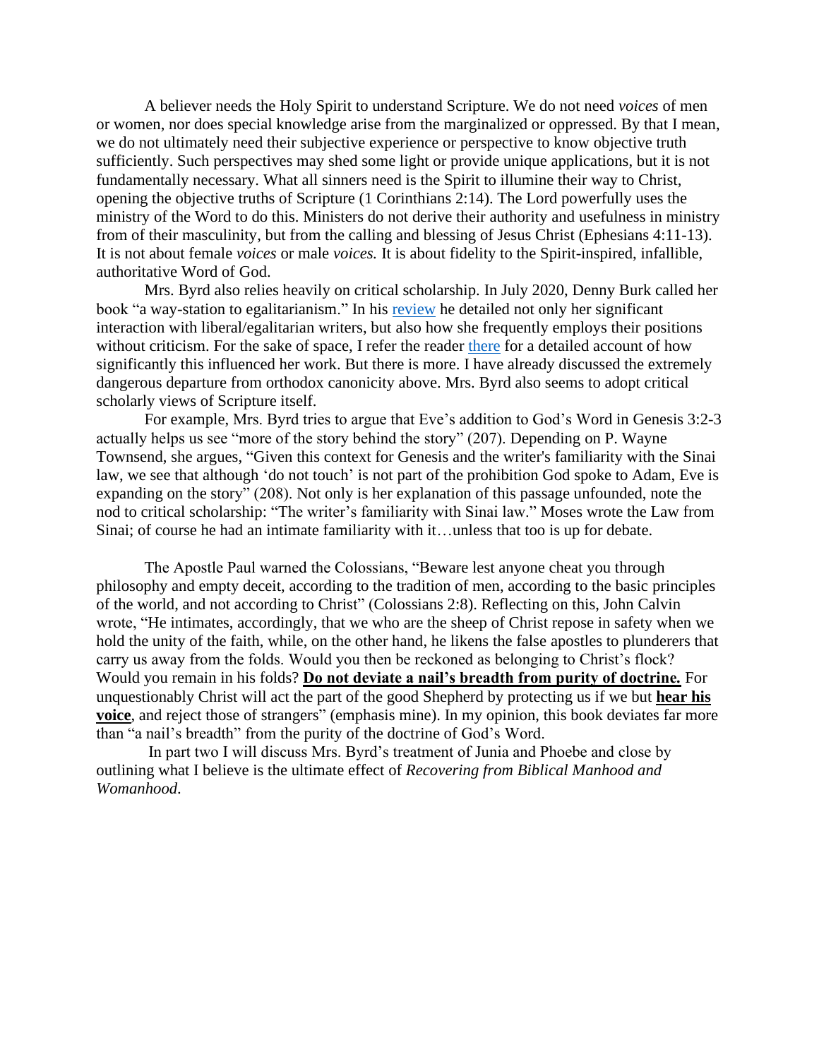A believer needs the Holy Spirit to understand Scripture. We do not need *voices* of men or women, nor does special knowledge arise from the marginalized or oppressed. By that I mean, we do not ultimately need their subjective experience or perspective to know objective truth sufficiently. Such perspectives may shed some light or provide unique applications, but it is not fundamentally necessary. What all sinners need is the Spirit to illumine their way to Christ, opening the objective truths of Scripture (1 Corinthians 2:14). The Lord powerfully uses the ministry of the Word to do this. Ministers do not derive their authority and usefulness in ministry from of their masculinity, but from the calling and blessing of Jesus Christ (Ephesians 4:11-13). It is not about female *voices* or male *voices.* It is about fidelity to the Spirit-inspired, infallible, authoritative Word of God.

Mrs. Byrd also relies heavily on critical scholarship. In July 2020, Denny Burk called her book "a way-station to egalitarianism." In his review he detailed not only her significant interaction with liberal/egalitarian writers, but also how she frequently employs their positions without criticism. For the sake of space, I refer the reader there for a detailed account of how significantly this influenced her work. But there is more. I have already discussed the extremely dangerous departure from orthodox canonicity above. Mrs. Byrd also seems to adopt critical scholarly views of Scripture itself.

For example, Mrs. Byrd tries to argue that Eve's addition to God's Word in Genesis 3:2-3 actually helps us see "more of the story behind the story" (207). Depending on P. Wayne Townsend, she argues, "Given this context for Genesis and the writer's familiarity with the Sinai law, we see that although 'do not touch' is not part of the prohibition God spoke to Adam, Eve is expanding on the story" (208). Not only is her explanation of this passage unfounded, note the nod to critical scholarship: "The writer's familiarity with Sinai law." Moses wrote the Law from Sinai; of course he had an intimate familiarity with it…unless that too is up for debate.

The Apostle Paul warned the Colossians, "Beware lest anyone cheat you through philosophy and empty deceit, according to the tradition of men, according to the basic principles of the world, and not according to Christ" (Colossians 2:8). Reflecting on this, John Calvin wrote, "He intimates, accordingly, that we who are the sheep of Christ repose in safety when we hold the unity of the faith, while, on the other hand, he likens the false apostles to plunderers that carry us away from the folds. Would you then be reckoned as belonging to Christ's flock? Would you remain in his folds? **Do not deviate a nail's breadth from purity of doctrine.** For unquestionably Christ will act the part of the good Shepherd by protecting us if we but **hear his voice**, and reject those of strangers" (emphasis mine). In my opinion, this book deviates far more than "a nail's breadth" from the purity of the doctrine of God's Word.

In part two I will discuss Mrs. Byrd's treatment of Junia and Phoebe and close by outlining what I believe is the ultimate effect of *Recovering from Biblical Manhood and Womanhood.*